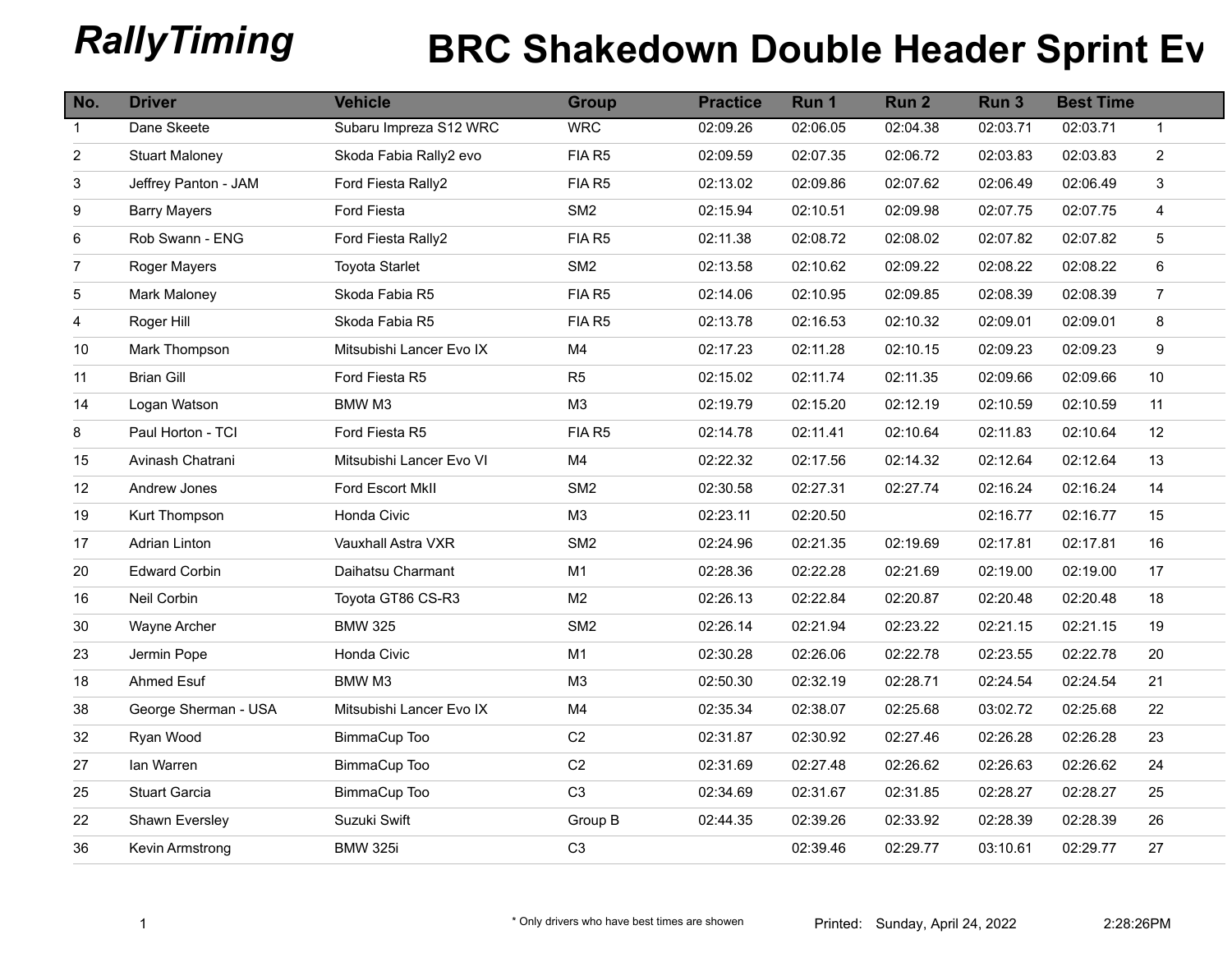# RallyTiming

# BRC Shakedown Double Header Sprint Ev

| No. | Driver | Vehicle | Group | Practice | Run 1 | Run 2 | Run 3 | Best Time | |
|---|---|---|---|---|---|---|---|---|---|
| 1 | Dane Skeete | Subaru Impreza S12 WRC | WRC | 02:09.26 | 02:06.05 | 02:04.38 | 02:03.71 | 02:03.71 | 1 |
| 2 | Stuart Maloney | Skoda Fabia Rally2 evo | FIA R5 | 02:09.59 | 02:07.35 | 02:06.72 | 02:03.83 | 02:03.83 | 2 |
| 3 | Jeffrey Panton - JAM | Ford Fiesta Rally2 | FIA R5 | 02:13.02 | 02:09.86 | 02:07.62 | 02:06.49 | 02:06.49 | 3 |
| 9 | Barry Mayers | Ford Fiesta | SM2 | 02:15.94 | 02:10.51 | 02:09.98 | 02:07.75 | 02:07.75 | 4 |
| 6 | Rob Swann - ENG | Ford Fiesta Rally2 | FIA R5 | 02:11.38 | 02:08.72 | 02:08.02 | 02:07.82 | 02:07.82 | 5 |
| 7 | Roger Mayers | Toyota Starlet | SM2 | 02:13.58 | 02:10.62 | 02:09.22 | 02:08.22 | 02:08.22 | 6 |
| 5 | Mark Maloney | Skoda Fabia R5 | FIA R5 | 02:14.06 | 02:10.95 | 02:09.85 | 02:08.39 | 02:08.39 | 7 |
| 4 | Roger Hill | Skoda Fabia R5 | FIA R5 | 02:13.78 | 02:16.53 | 02:10.32 | 02:09.01 | 02:09.01 | 8 |
| 10 | Mark Thompson | Mitsubishi Lancer Evo IX | M4 | 02:17.23 | 02:11.28 | 02:10.15 | 02:09.23 | 02:09.23 | 9 |
| 11 | Brian Gill | Ford Fiesta R5 | R5 | 02:15.02 | 02:11.74 | 02:11.35 | 02:09.66 | 02:09.66 | 10 |
| 14 | Logan Watson | BMW M3 | M3 | 02:19.79 | 02:15.20 | 02:12.19 | 02:10.59 | 02:10.59 | 11 |
| 8 | Paul Horton - TCI | Ford Fiesta R5 | FIA R5 | 02:14.78 | 02:11.41 | 02:10.64 | 02:11.83 | 02:10.64 | 12 |
| 15 | Avinash Chatrani | Mitsubishi Lancer Evo VI | M4 | 02:22.32 | 02:17.56 | 02:14.32 | 02:12.64 | 02:12.64 | 13 |
| 12 | Andrew Jones | Ford Escort MkII | SM2 | 02:30.58 | 02:27.31 | 02:27.74 | 02:16.24 | 02:16.24 | 14 |
| 19 | Kurt Thompson | Honda Civic | M3 | 02:23.11 | 02:20.50 | | 02:16.77 | 02:16.77 | 15 |
| 17 | Adrian Linton | Vauxhall Astra VXR | SM2 | 02:24.96 | 02:21.35 | 02:19.69 | 02:17.81 | 02:17.81 | 16 |
| 20 | Edward Corbin | Daihatsu Charmant | M1 | 02:28.36 | 02:22.28 | 02:21.69 | 02:19.00 | 02:19.00 | 17 |
| 16 | Neil Corbin | Toyota GT86 CS-R3 | M2 | 02:26.13 | 02:22.84 | 02:20.87 | 02:20.48 | 02:20.48 | 18 |
| 30 | Wayne Archer | BMW 325 | SM2 | 02:26.14 | 02:21.94 | 02:23.22 | 02:21.15 | 02:21.15 | 19 |
| 23 | Jermin Pope | Honda Civic | M1 | 02:30.28 | 02:26.06 | 02:22.78 | 02:23.55 | 02:22.78 | 20 |
| 18 | Ahmed Esuf | BMW M3 | M3 | 02:50.30 | 02:32.19 | 02:28.71 | 02:24.54 | 02:24.54 | 21 |
| 38 | George Sherman - USA | Mitsubishi Lancer Evo IX | M4 | 02:35.34 | 02:38.07 | 02:25.68 | 03:02.72 | 02:25.68 | 22 |
| 32 | Ryan Wood | BimmaCup Too | C2 | 02:31.87 | 02:30.92 | 02:27.46 | 02:26.28 | 02:26.28 | 23 |
| 27 | Ian Warren | BimmaCup Too | C2 | 02:31.69 | 02:27.48 | 02:26.62 | 02:26.63 | 02:26.62 | 24 |
| 25 | Stuart Garcia | BimmaCup Too | C3 | 02:34.69 | 02:31.67 | 02:31.85 | 02:28.27 | 02:28.27 | 25 |
| 22 | Shawn Eversley | Suzuki Swift | Group B | 02:44.35 | 02:39.26 | 02:33.92 | 02:28.39 | 02:28.39 | 26 |
| 36 | Kevin Armstrong | BMW 325i | C3 | | 02:39.46 | 02:29.77 | 03:10.61 | 02:29.77 | 27 |

\* Only drivers who have best times are showen

Printed: Sunday, April 24, 2022 2:28:26PM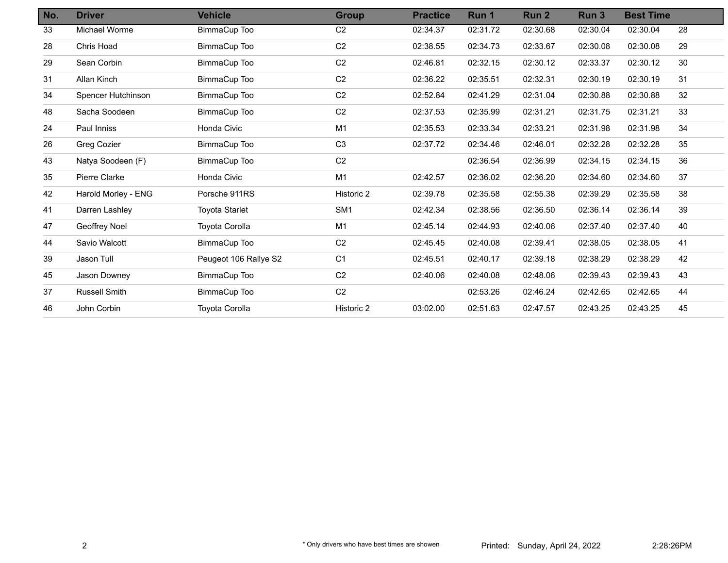| No. | Driver | Vehicle | Group | Practice | Run 1 | Run 2 | Run 3 | Best Time | |
|---|---|---|---|---|---|---|---|---|---|
| 33 | Michael Worme | BimmaCup Too | C2 | 02:34.37 | 02:31.72 | 02:30.68 | 02:30.04 | 02:30.04 | 28 |
| 28 | Chris Hoad | BimmaCup Too | C2 | 02:38.55 | 02:34.73 | 02:33.67 | 02:30.08 | 02:30.08 | 29 |
| 29 | Sean Corbin | BimmaCup Too | C2 | 02:46.81 | 02:32.15 | 02:30.12 | 02:33.37 | 02:30.12 | 30 |
| 31 | Allan Kinch | BimmaCup Too | C2 | 02:36.22 | 02:35.51 | 02:32.31 | 02:30.19 | 02:30.19 | 31 |
| 34 | Spencer Hutchinson | BimmaCup Too | C2 | 02:52.84 | 02:41.29 | 02:31.04 | 02:30.88 | 02:30.88 | 32 |
| 48 | Sacha Soodeen | BimmaCup Too | C2 | 02:37.53 | 02:35.99 | 02:31.21 | 02:31.75 | 02:31.21 | 33 |
| 24 | Paul Inniss | Honda Civic | M1 | 02:35.53 | 02:33.34 | 02:33.21 | 02:31.98 | 02:31.98 | 34 |
| 26 | Greg Cozier | BimmaCup Too | C3 | 02:37.72 | 02:34.46 | 02:46.01 | 02:32.28 | 02:32.28 | 35 |
| 43 | Natya Soodeen (F) | BimmaCup Too | C2 | | 02:36.54 | 02:36.99 | 02:34.15 | 02:34.15 | 36 |
| 35 | Pierre Clarke | Honda Civic | M1 | 02:42.57 | 02:36.02 | 02:36.20 | 02:34.60 | 02:34.60 | 37 |
| 42 | Harold Morley - ENG | Porsche 911RS | Historic 2 | 02:39.78 | 02:35.58 | 02:55.38 | 02:39.29 | 02:35.58 | 38 |
| 41 | Darren Lashley | Toyota Starlet | SM1 | 02:42.34 | 02:38.56 | 02:36.50 | 02:36.14 | 02:36.14 | 39 |
| 47 | Geoffrey Noel | Toyota Corolla | M1 | 02:45.14 | 02:44.93 | 02:40.06 | 02:37.40 | 02:37.40 | 40 |
| 44 | Savio Walcott | BimmaCup Too | C2 | 02:45.45 | 02:40.08 | 02:39.41 | 02:38.05 | 02:38.05 | 41 |
| 39 | Jason Tull | Peugeot 106 Rallye S2 | C1 | 02:45.51 | 02:40.17 | 02:39.18 | 02:38.29 | 02:38.29 | 42 |
| 45 | Jason Downey | BimmaCup Too | C2 | 02:40.06 | 02:40.08 | 02:48.06 | 02:39.43 | 02:39.43 | 43 |
| 37 | Russell Smith | BimmaCup Too | C2 | | 02:53.26 | 02:46.24 | 02:42.65 | 02:42.65 | 44 |
| 46 | John Corbin | Toyota Corolla | Historic 2 | 03:02.00 | 02:51.63 | 02:47.57 | 02:43.25 | 02:43.25 | 45 |

* Only drivers who have best times are showen

Printed: Sunday, April 24, 2022 2:28:26PM